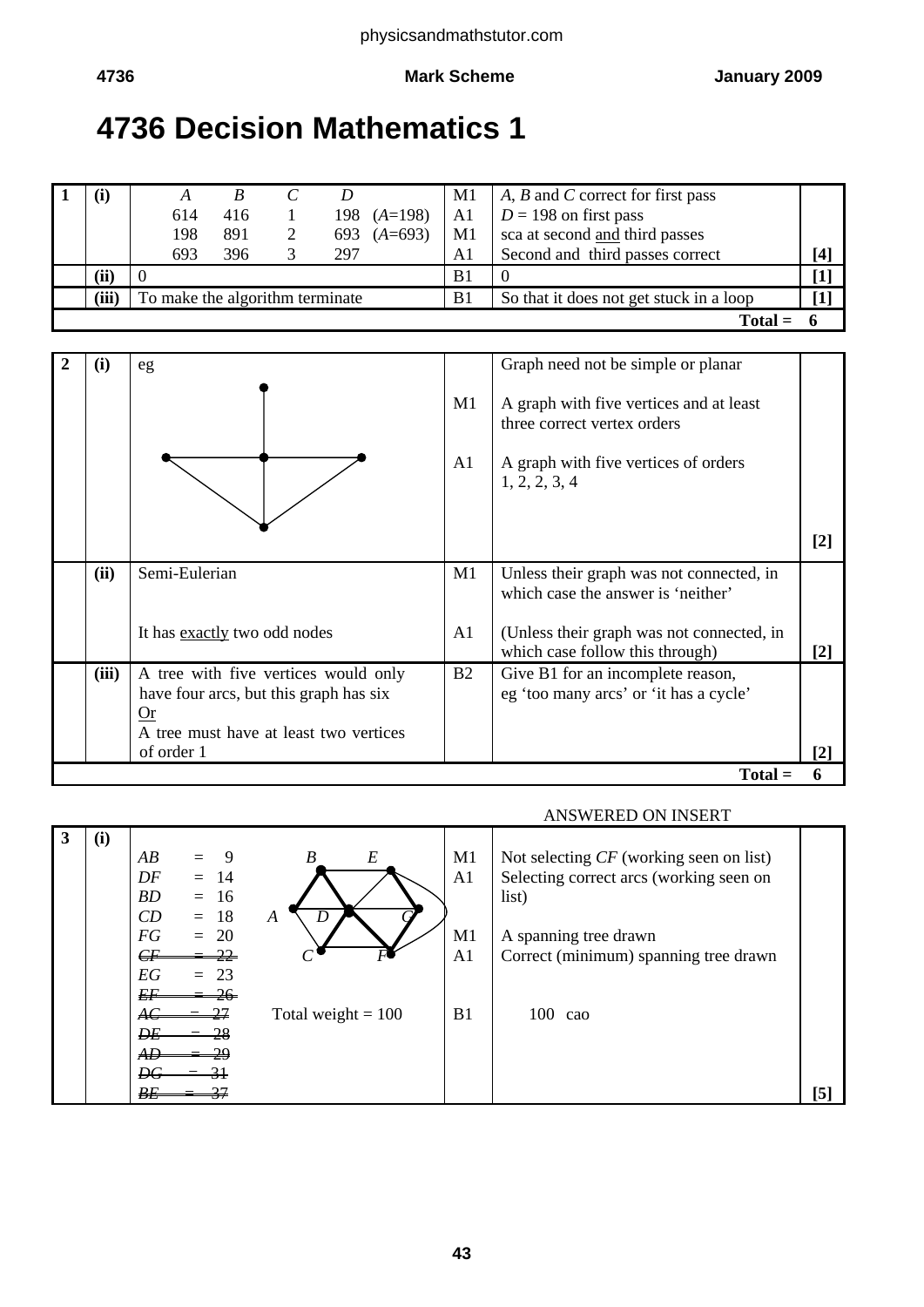# 4736 Decision Mathematics 1

| | | | | | |
|---|---|---|---|---|---|
| **1** | **(i)** | *A* *B* *C* *D*<br>614 416 1 198 (*A*=198)<br>198 891 2 693 (*A*=693)<br>693 396 3 297 | M1<br>A1<br>M1<br>A1 | *A*, *B* and *C* correct for first pass<br>*D* = 198 on first pass<br>sca at second and third passes<br>Second and third passes correct | **[4]** |
| | **(ii)** | 0 | B1 | 0 | **[1]** |
| | **(iii)** | To make the algorithm terminate | B1 | So that it does not get stuck in a loop | **[1]** |
| | | | | **Total =** | **6** |

| | | | | | |
|---|---|---|---|---|---|
| **2** | **(i)** | eg (graph with five vertices) | <br>M1<br><br>A1 | Graph need not be simple or planar<br>A graph with five vertices and at least three correct vertex orders<br>A graph with five vertices of orders 1, 2, 2, 3, 4 | **[2]** |
| | **(ii)** | Semi-Eulerian<br><br>It has exactly two odd nodes | M1<br><br>A1 | Unless their graph was not connected, in which case the answer is 'neither'<br>(Unless their graph was not connected, in which case follow this through) | **[2]** |
| | **(iii)** | A tree with five vertices would only have four arcs, but this graph has six<br>Or<br>A tree must have at least two vertices of order 1 | B2 | Give B1 for an incomplete reason, eg 'too many arcs' or 'it has a cycle' | **[2]** |
| | | | | **Total =** | **6** |

ANSWERED ON INSERT

| | | | | | |
|---|---|---|---|---|---|
| **3** | **(i)** | *AB* = 9<br>*DF* = 14<br>*BD* = 16<br>*CD* = 18<br>*FG* = 20<br>~~*CF* = 22~~<br>*EG* = 23<br>~~*EF* = 26~~<br>~~*AC* = 27~~<br>~~*DE* = 28~~<br>~~*AD* = 29~~<br>~~*DG* = 31~~<br>~~*BE* = 37~~<br><br>(spanning tree drawn on graph with vertices *A*, *B*, *C*, *D*, *E*, *F*, *G*)<br><br>Total weight = 100 | M1<br>A1<br><br>M1<br>A1<br><br>B1 | Not selecting *CF* (working seen on list)<br>Selecting correct arcs (working seen on list)<br>A spanning tree drawn<br>Correct (minimum) spanning tree drawn<br><br>100 cao | **[5]** |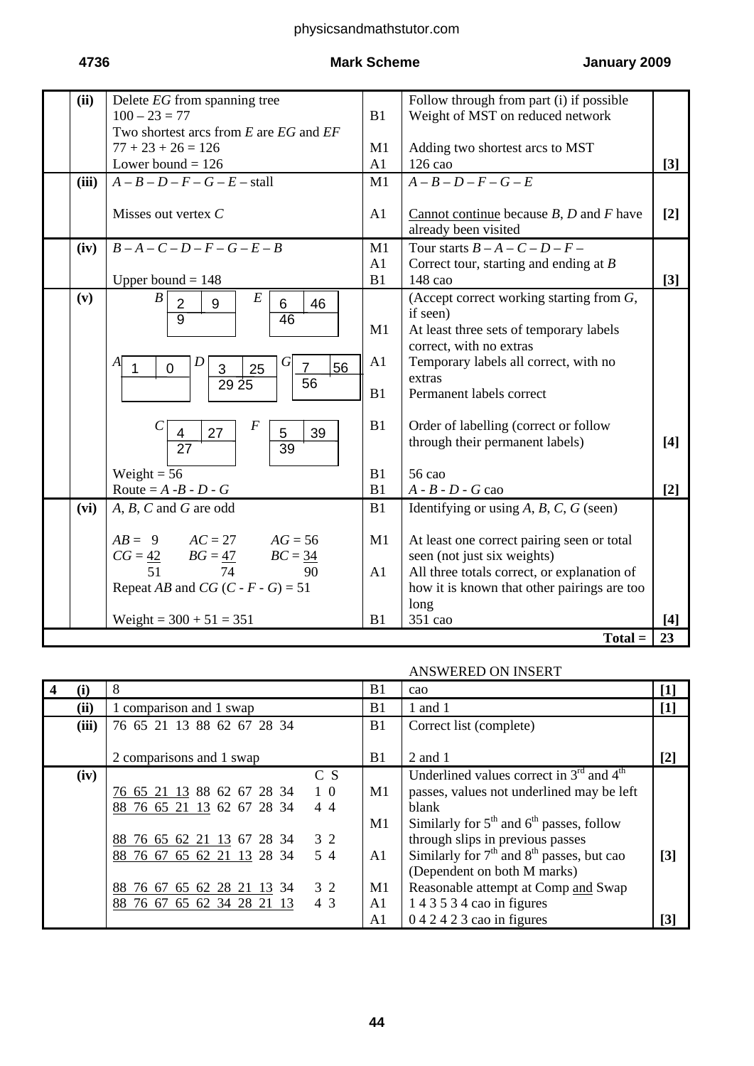| | | | | | |
|---|---|---|---|---|---|
| | (ii) | Delete $EG$ from spanning tree<br>$100 - 23 = 77$<br>Two shortest arcs from $E$ are $EG$ and $EF$<br>$77 + 23 + 26 = 126$<br>Lower bound = 126 | B1<br><br>M1<br>A1 | Follow through from part (i) if possible<br>Weight of MST on reduced network<br><br>Adding two shortest arcs to MST<br>126 cao | [3] |
| | (iii) | $A - B - D - F - G - E$ – stall<br><br>Misses out vertex $C$ | M1<br><br>A1 | $A - B - D - F - G - E$<br><br>Cannot continue because $B$, $D$ and $F$ have already been visited | [2] |
| | (iv) | $B - A - C - D - F - G - E - B$<br><br>Upper bound = 148 | M1<br>A1<br>B1 | Tour starts $B - A - C - D - F -$<br>Correct tour, starting and ending at $B$<br>148 cao | [3] |
| | (v) | $B$: 2 \| 9 ; temporary: 9<br>$E$: 6 \| 46 ; temporary: 46<br><br>$A$: 1 \| 0 ; temporary: (blank)<br>$D$: 3 \| 25 ; temporary: 29 25<br>$G$: 7 \| 56 ; temporary: 56<br><br>$C$: 4 \| 27 ; temporary: 27<br>$F$: 5 \| 39 ; temporary: 39 | <br><br>M1<br><br>A1<br><br>B1<br><br>B1 | (Accept correct working starting from $G$, if seen)<br>At least three sets of temporary labels correct, with no extras<br>Temporary labels all correct, with no extras<br>Permanent labels correct<br><br>Order of labelling (correct or follow through their permanent labels) | [4] |
| | | Weight = 56<br>Route = $A$ -$B$ - $D$ - $G$ | B1<br>B1 | 56 cao<br>$A$ - $B$ - $D$ - $G$ cao | [2] |
| | (vi) | $A$, $B$, $C$ and $G$ are odd<br><br>$AB = 9$ $\quad AC = 27$ $\quad AG = 56$<br>$CG = 42$ $\quad BG = 47$ $\quad BC = 34$<br>$\quad$ 51 $\quad\quad$ 74 $\quad\quad$ 90<br>Repeat $AB$ and $CG$ ($C$ - $F$ - $G$) = 51<br><br>Weight = 300 + 51 = 351 | B1<br><br>M1<br><br>A1<br><br><br>B1 | Identifying or using $A$, $B$, $C$, $G$ (seen)<br><br>At least one correct pairing seen or total seen (not just six weights)<br>All three totals correct, or explanation of how it is known that other pairings are too long<br>351 cao | [4] |
| | | | | **Total =** | **23** |

ANSWERED ON INSERT

| | | | | | |
|---|---|---|---|---|---|
| **4** | **(i)** | 8 | B1 | cao | [1] |
| | **(ii)** | 1 comparison and 1 swap | B1 | 1 and 1 | [1] |
| | **(iii)** | 76 65 21 13 88 62 67 28 34<br><br>2 comparisons and 1 swap | B1<br><br>B1 | Correct list (complete)<br><br>2 and 1 | [2] |
| | **(iv)** | C S<br>76 65 21 13 88 62 67 28 34 — 1 0<br>88 76 65 21 13 62 67 28 34 — 4 4<br><br>88 76 65 62 21 13 67 28 34 — 3 2<br>88 76 67 65 62 21 13 28 34 — 5 4<br><br>88 76 67 65 62 28 21 13 34 — 3 2<br>88 76 67 65 62 34 28 21 13 — 4 3 | M1<br><br>M1<br><br>A1<br><br>M1<br>A1<br>A1 | Underlined values correct in 3rd and 4th passes, values not underlined may be left blank<br>Similarly for 5th and 6th passes, follow through slips in previous passes<br>Similarly for 7th and 8th passes, but cao (Dependent on both M marks)<br>Reasonable attempt at Comp and Swap<br>1 4 3 5 3 4 cao in figures<br>0 4 2 4 2 3 cao in figures | [3]<br><br><br><br>[3] |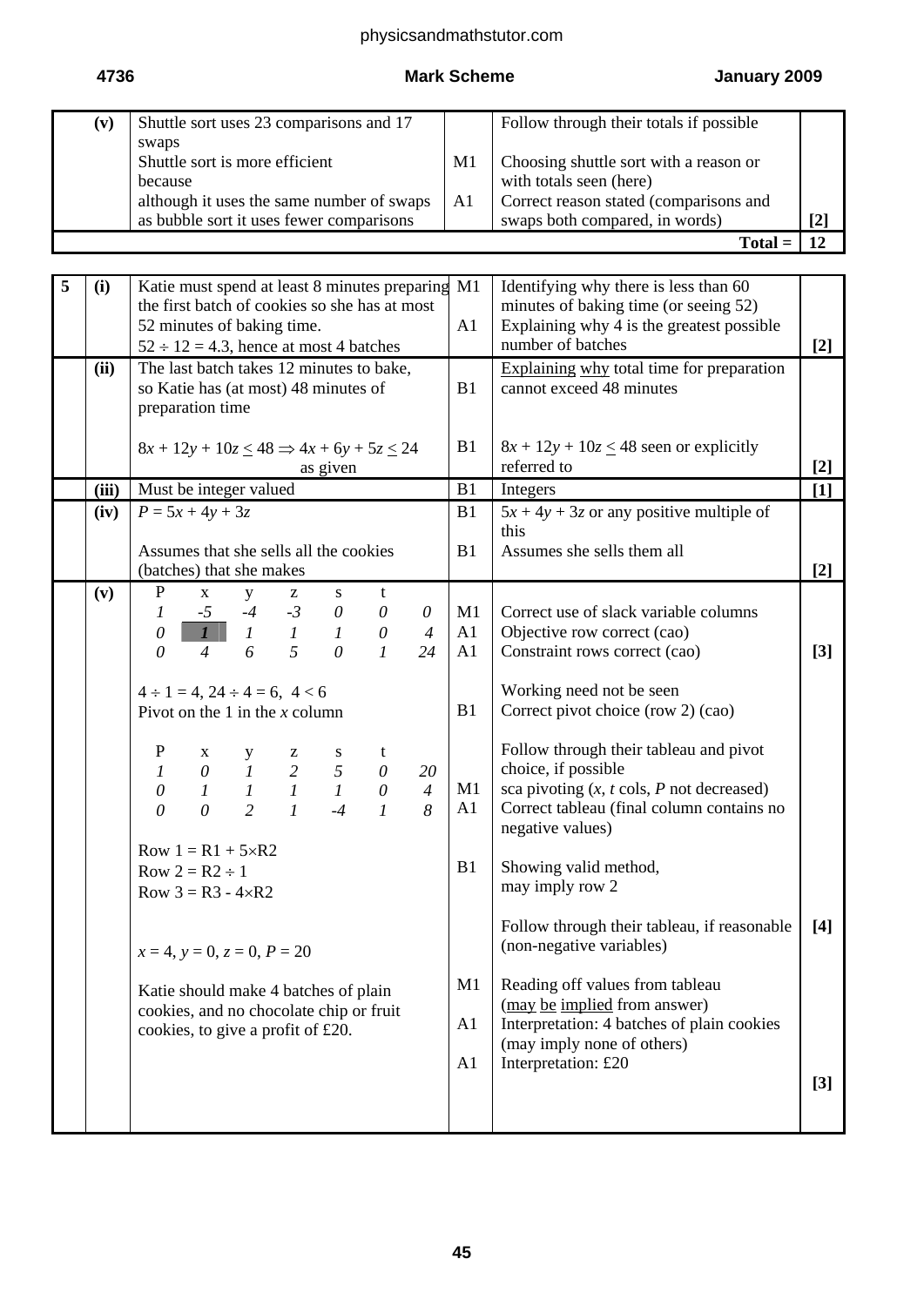| | | | | | |
|---|---|---|---|---|---|
| | (v) | Shuttle sort uses 23 comparisons and 17 swaps<br>Shuttle sort is more efficient because<br>although it uses the same number of swaps as bubble sort it uses fewer comparisons | <br>M1<br><br>A1 | Follow through their totals if possible<br>Choosing shuttle sort with a reason or with totals seen (here)<br>Correct reason stated (comparisons and swaps both compared, in words) | [2] |
| | | | | **Total =** | **12** |

| | | | | | |
|---|---|---|---|---|---|
| 5 | (i) | Katie must spend at least 8 minutes preparing the first batch of cookies so she has at most 52 minutes of baking time.<br>$52 \div 12 = 4.3$, hence at most 4 batches | M1<br><br>A1 | Identifying why there is less than 60 minutes of baking time (or seeing 52)<br>Explaining why 4 is the greatest possible number of batches | [2] |
| | (ii) | The last batch takes 12 minutes to bake, so Katie has (at most) 48 minutes of preparation time<br><br>$8x + 12y + 10z \leq 48 \Rightarrow 4x + 6y + 5z \leq 24$ as given | B1<br><br><br>B1 | Explaining why total time for preparation cannot exceed 48 minutes<br><br>$8x + 12y + 10z \leq 48$ seen or explicitly referred to | [2] |
| | (iii) | Must be integer valued | B1 | Integers | [1] |
| | (iv) | $P = 5x + 4y + 3z$<br><br>Assumes that she sells all the cookies (batches) that she makes | B1<br><br>B1 | $5x + 4y + 3z$ or any positive multiple of this<br>Assumes she sells them all | [2] |
| | (v) | P x y z s t<br>1 -5 -4 -3 0 0 0<br>0 **1** 1 1 1 0 4<br>0 4 6 5 0 1 24<br><br>$4 \div 1 = 4$, $24 \div 4 = 6$, $4 < 6$<br>Pivot on the 1 in the $x$ column | M1<br>A1<br>A1<br><br><br>B1 | Correct use of slack variable columns<br>Objective row correct (cao)<br>Constraint rows correct (cao)<br><br>Working need not be seen<br>Correct pivot choice (row 2) (cao) | [3] |
| | | P x y z s t<br>1 0 1 2 5 0 20<br>0 1 1 1 1 0 4<br>0 0 2 1 -4 1 8<br><br>Row 1 = R1 + 5×R2<br>Row 2 = R2 ÷ 1<br>Row 3 = R3 - 4×R2 | <br><br>M1<br>A1<br><br><br>B1 | Follow through their tableau and pivot choice, if possible<br>sca pivoting ($x$, $t$ cols, $P$ not decreased)<br>Correct tableau (final column contains no negative values)<br><br>Showing valid method, may imply row 2 | [4] |
| | | $x = 4$, $y = 0$, $z = 0$, $P = 20$<br><br>Katie should make 4 batches of plain cookies, and no chocolate chip or fruit cookies, to give a profit of £20. | <br><br>M1<br><br>A1<br><br>A1 | Follow through their tableau, if reasonable (non-negative variables)<br><br>Reading off values from tableau (may be implied from answer)<br>Interpretation: 4 batches of plain cookies (may imply none of others)<br>Interpretation: £20 | [3] |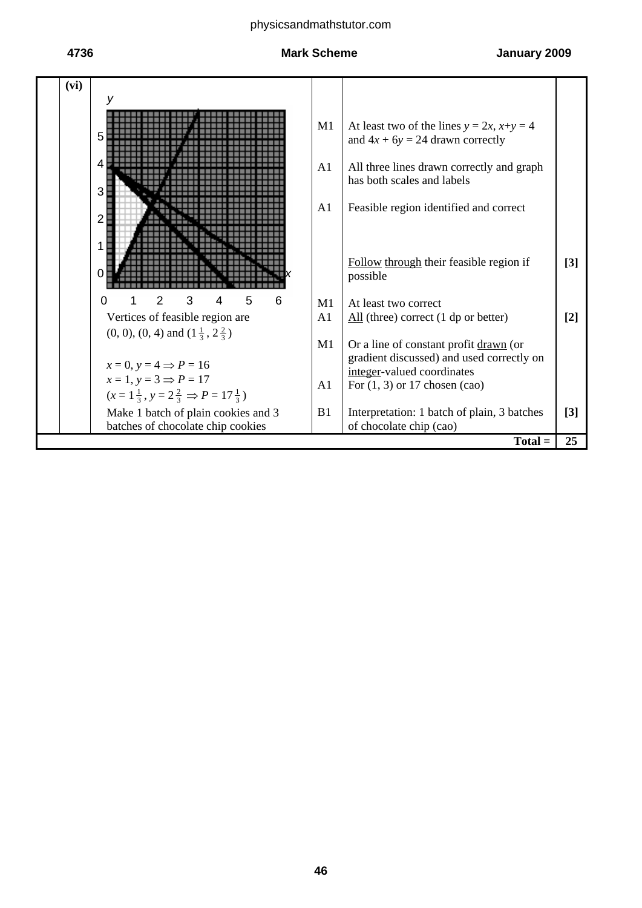| | | | | |
|---|---|---|---|---|
| (vi) | y<br>5<br>4<br>3<br>2<br>1<br>0<br>0 1 2 3 4 5 6<br>x | M1<br><br>A1<br><br>A1 | At least two of the lines $y = 2x$, $x+y = 4$ and $4x + 6y = 24$ drawn correctly<br><br>All three lines drawn correctly and graph has both scales and labels<br><br>Feasible region identified and correct<br><br>Follow through their feasible region if possible | [3] |
| | Vertices of feasible region are $(0, 0)$, $(0, 4)$ and $(1\frac{1}{3}, 2\frac{2}{3})$ | M1<br>A1 | At least two correct<br>All (three) correct (1 dp or better) | [2] |
| | $x = 0, y = 4 \Rightarrow P = 16$<br>$x = 1, y = 3 \Rightarrow P = 17$<br>$(x = 1\frac{1}{3}, y = 2\frac{2}{3} \Rightarrow P = 17\frac{1}{3})$<br>Make 1 batch of plain cookies and 3 batches of chocolate chip cookies | M1<br><br>A1<br>B1 | Or a line of constant profit drawn (or gradient discussed) and used correctly on integer-valued coordinates<br>For $(1, 3)$ or 17 chosen (cao)<br>Interpretation: 1 batch of plain, 3 batches of chocolate chip (cao) | [3] |
| | | | **Total =** | **25** |